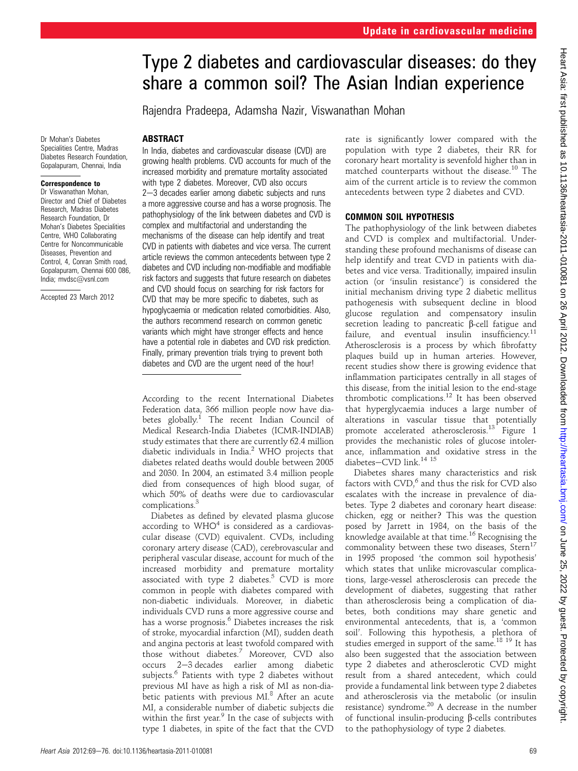# Type 2 diabetes and cardiovascular diseases: do they share a common soil? The Asian Indian experience

Rajendra Pradeepa, Adamsha Nazir, Viswanathan Mohan

Dr Mohan's Diabetes Specialities Centre, Madras Diabetes Research Foundation, Gopalapuram, Chennai, India

**Correspondence to**
Dr Viswanathan Mohan, Director and Chief of Diabetes Research, Madras Diabetes Research Foundation, Dr Mohan's Diabetes Specialities Centre, WHO Collaborating Centre for Noncommunicable Diseases, Prevention and Control, 4, Conran Smith road, Gopalapuram, Chennai 600 086, India; mvdsc@vsnl.com

Accepted 23 March 2012

## ABSTRACT

In India, diabetes and cardiovascular disease (CVD) are growing health problems. CVD accounts for much of the increased morbidity and premature mortality associated with type 2 diabetes. Moreover, CVD also occurs 2–3 decades earlier among diabetic subjects and runs a more aggressive course and has a worse prognosis. The pathophysiology of the link between diabetes and CVD is complex and multifactorial and understanding the mechanisms of the disease can help identify and treat CVD in patients with diabetes and vice versa. The current article reviews the common antecedents between type 2 diabetes and CVD including non-modifiable and modifiable risk factors and suggests that future research on diabetes and CVD should focus on searching for risk factors for CVD that may be more specific to diabetes, such as hypoglycaemia or medication related comorbidities. Also, the authors recommend research on common genetic variants which might have stronger effects and hence have a potential role in diabetes and CVD risk prediction. Finally, primary prevention trials trying to prevent both diabetes and CVD are the urgent need of the hour!

According to the recent International Diabetes Federation data, 366 million people now have diabetes globally.[1] The recent Indian Council of Medical Research-India Diabetes (ICMR-INDIAB) study estimates that there are currently 62.4 million diabetic individuals in India.[2] WHO projects that diabetes related deaths would double between 2005 and 2030. In 2004, an estimated 3.4 million people died from consequences of high blood sugar, of which 50% of deaths were due to cardiovascular complications.[3]

Diabetes as defined by elevated plasma glucose according to WHO[4] is considered as a cardiovascular disease (CVD) equivalent. CVDs, including coronary artery disease (CAD), cerebrovascular and peripheral vascular disease, account for much of the increased morbidity and premature mortality associated with type 2 diabetes.[5] CVD is more common in people with diabetes compared with non-diabetic individuals. Moreover, in diabetic individuals CVD runs a more aggressive course and has a worse prognosis.[6] Diabetes increases the risk of stroke, myocardial infarction (MI), sudden death and angina pectoris at least twofold compared with those without diabetes.[7] Moreover, CVD also occurs 2–3 decades earlier among diabetic subjects.[6] Patients with type 2 diabetes without previous MI have as high a risk of MI as non-diabetic patients with previous MI.[8] After an acute MI, a considerable number of diabetic subjects die within the first year.[9] In the case of subjects with type 1 diabetes, in spite of the fact that the CVD rate is significantly lower compared with the population with type 2 diabetes, their RR for coronary heart mortality is sevenfold higher than in matched counterparts without the disease.[10] The aim of the current article is to review the common antecedents between type 2 diabetes and CVD.

## COMMON SOIL HYPOTHESIS

The pathophysiology of the link between diabetes and CVD is complex and multifactorial. Understanding these profound mechanisms of disease can help identify and treat CVD in patients with diabetes and vice versa. Traditionally, impaired insulin action (or 'insulin resistance') is considered the initial mechanism driving type 2 diabetic mellitus pathogenesis with subsequent decline in blood glucose regulation and compensatory insulin secretion leading to pancreatic β-cell fatigue and failure, and eventual insulin insufficiency.[11] Atherosclerosis is a process by which fibrofatty plaques build up in human arteries. However, recent studies show there is growing evidence that inflammation participates centrally in all stages of this disease, from the initial lesion to the end-stage thrombotic complications.[12] It has been observed that hyperglycaemia induces a large number of alterations in vascular tissue that potentially promote accelerated atherosclerosis.[13] Figure 1 provides the mechanistic roles of glucose intolerance, inflammation and oxidative stress in the diabetes–CVD link.[14,15]

Diabetes shares many characteristics and risk factors with CVD,[6] and thus the risk for CVD also escalates with the increase in prevalence of diabetes. Type 2 diabetes and coronary heart disease: chicken, egg or neither? This was the question posed by Jarrett in 1984, on the basis of the knowledge available at that time.[16] Recognising the commonality between these two diseases, Stern[17] in 1995 proposed 'the common soil hypothesis' which states that unlike microvascular complications, large-vessel atherosclerosis can precede the development of diabetes, suggesting that rather than atherosclerosis being a complication of diabetes, both conditions may share genetic and environmental antecedents, that is, a 'common soil'. Following this hypothesis, a plethora of studies emerged in support of the same.[18,19] It has also been suggested that the association between type 2 diabetes and atherosclerotic CVD might result from a shared antecedent, which could provide a fundamental link between type 2 diabetes and atherosclerosis via the metabolic (or insulin resistance) syndrome.[20] A decrease in the number of functional insulin-producing β-cells contributes to the pathophysiology of type 2 diabetes.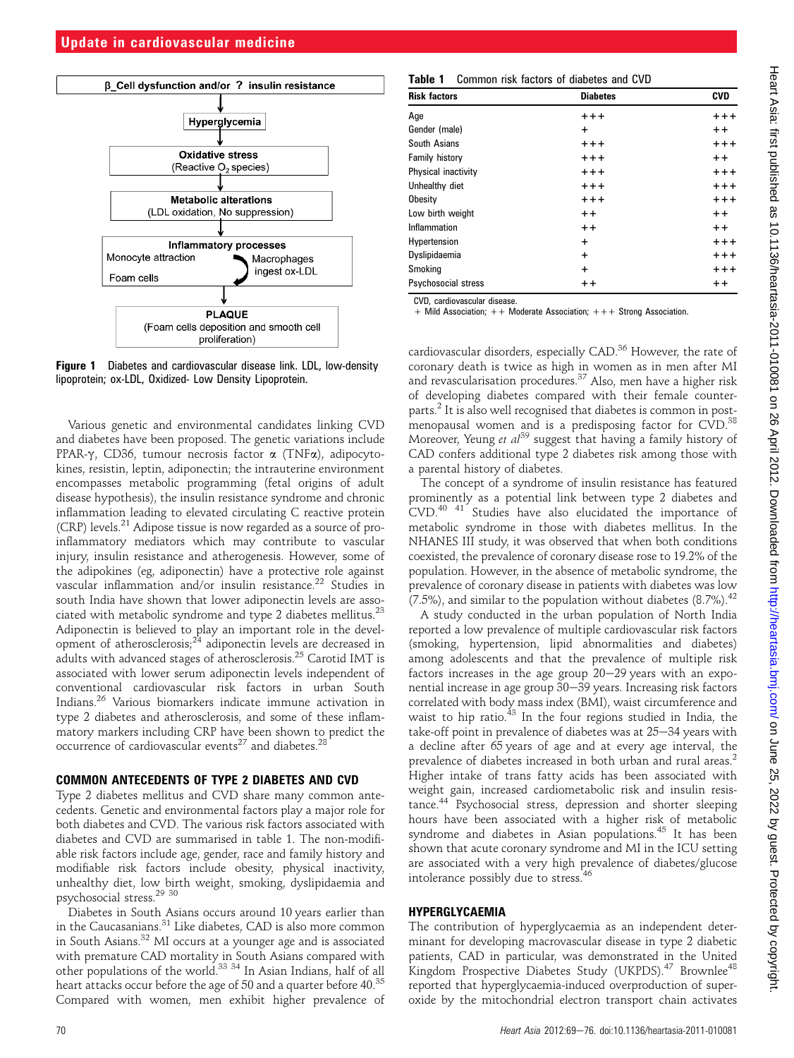β_Cell dysfunction and/or ? insulin resistance

Hyperglycemia

Oxidative stress (Reactive $O_2$ species)

Metabolic alterations (LDL oxidation, No suppression)

Inflammatory processes: Monocyte attraction, Macrophages ingest ox-LDL, Foam cells

PLAQUE (Foam cells deposition and smooth cell proliferation)

**Figure 1** Diabetes and cardiovascular disease link. LDL, low-density lipoprotein; ox-LDL, Oxidized- Low Density Lipoprotein.

Various genetic and environmental candidates linking CVD and diabetes have been proposed. The genetic variations include PPAR-γ, CD36, tumour necrosis factor α (TNFα), adipocytokines, resistin, leptin, adiponectin; the intrauterine environment encompasses metabolic programming (fetal origins of adult disease hypothesis), the insulin resistance syndrome and chronic inflammation leading to elevated circulating C reactive protein (CRP) levels.[21] Adipose tissue is now regarded as a source of pro-inflammatory mediators which may contribute to vascular injury, insulin resistance and atherogenesis. However, some of the adipokines (eg, adiponectin) have a protective role against vascular inflammation and/or insulin resistance.[22] Studies in south India have shown that lower adiponectin levels are associated with metabolic syndrome and type 2 diabetes mellitus.[23] Adiponectin is believed to play an important role in the development of atherosclerosis;[24] adiponectin levels are decreased in adults with advanced stages of atherosclerosis.[25] Carotid IMT is associated with lower serum adiponectin levels independent of conventional cardiovascular risk factors in urban South Indians.[26] Various biomarkers indicate immune activation in type 2 diabetes and atherosclerosis, and some of these inflammatory markers including CRP have been shown to predict the occurrence of cardiovascular events[27] and diabetes.[28]

## COMMON ANTECEDENTS OF TYPE 2 DIABETES AND CVD

Type 2 diabetes mellitus and CVD share many common antecedents. Genetic and environmental factors play a major role for both diabetes and CVD. The various risk factors associated with diabetes and CVD are summarised in table 1. The non-modifiable risk factors include age, gender, race and family history and modifiable risk factors include obesity, physical inactivity, unhealthy diet, low birth weight, smoking, dyslipidaemia and psychosocial stress.[29 30]

Diabetes in South Asians occurs around 10 years earlier than in the Caucasanians.[31] Like diabetes, CAD is also more common in South Asians.[32] MI occurs at a younger age and is associated with premature CAD mortality in South Asians compared with other populations of the world.[33 34] In Asian Indians, half of all heart attacks occur before the age of 50 and a quarter before 40.[35] Compared with women, men exhibit higher prevalence of cardiovascular disorders, especially CAD.[36] However, the rate of coronary death is twice as high in women as in men after MI and revascularisation procedures.[37] Also, men have a higher risk of developing diabetes compared with their female counterparts.[2] It is also well recognised that diabetes is common in postmenopausal women and is a predisposing factor for CVD.[38] Moreover, Yeung *et al*[39] suggest that having a family history of CAD confers additional type 2 diabetes risk among those with a parental history of diabetes.

**Table 1** Common risk factors of diabetes and CVD

| Risk factors | Diabetes | CVD |
|---|---|---|
| Age | +++ | +++ |
| Gender (male) | + | ++ |
| South Asians | +++ | +++ |
| Family history | +++ | ++ |
| Physical inactivity | +++ | +++ |
| Unhealthy diet | +++ | +++ |
| Obesity | +++ | +++ |
| Low birth weight | ++ | ++ |
| Inflammation | ++ | ++ |
| Hypertension | + | +++ |
| Dyslipidaemia | + | +++ |
| Smoking | + | +++ |
| Psychosocial stress | ++ | ++ |

CVD, cardiovascular disease.
+ Mild Association; ++ Moderate Association; +++ Strong Association.

The concept of a syndrome of insulin resistance has featured prominently as a potential link between type 2 diabetes and CVD.[40 41] Studies have also elucidated the importance of metabolic syndrome in those with diabetes mellitus. In the NHANES III study, it was observed that when both conditions coexisted, the prevalence of coronary disease rose to 19.2% of the population. However, in the absence of metabolic syndrome, the prevalence of coronary disease in patients with diabetes was low (7.5%), and similar to the population without diabetes (8.7%).[42]

A study conducted in the urban population of North India reported a low prevalence of multiple cardiovascular risk factors (smoking, hypertension, lipid abnormalities and diabetes) among adolescents and that the prevalence of multiple risk factors increases in the age group 20–29 years with an exponential increase in age group 30–39 years. Increasing risk factors correlated with body mass index (BMI), waist circumference and waist to hip ratio.[43] In the four regions studied in India, the take-off point in prevalence of diabetes was at 25–34 years with a decline after 65 years of age and at every age interval, the prevalence of diabetes increased in both urban and rural areas.[2] Higher intake of trans fatty acids has been associated with weight gain, increased cardiometabolic risk and insulin resistance.[44] Psychosocial stress, depression and shorter sleeping hours have been associated with a higher risk of metabolic syndrome and diabetes in Asian populations.[45] It has been shown that acute coronary syndrome and MI in the ICU setting are associated with a very high prevalence of diabetes/glucose intolerance possibly due to stress.[46]

## HYPERGLYCAEMIA

The contribution of hyperglycaemia as an independent determinant for developing macrovascular disease in type 2 diabetic patients, CAD in particular, was demonstrated in the United Kingdom Prospective Diabetes Study (UKPDS).[47] Brownlee[48] reported that hyperglycaemia-induced overproduction of superoxide by the mitochondrial electron transport chain activates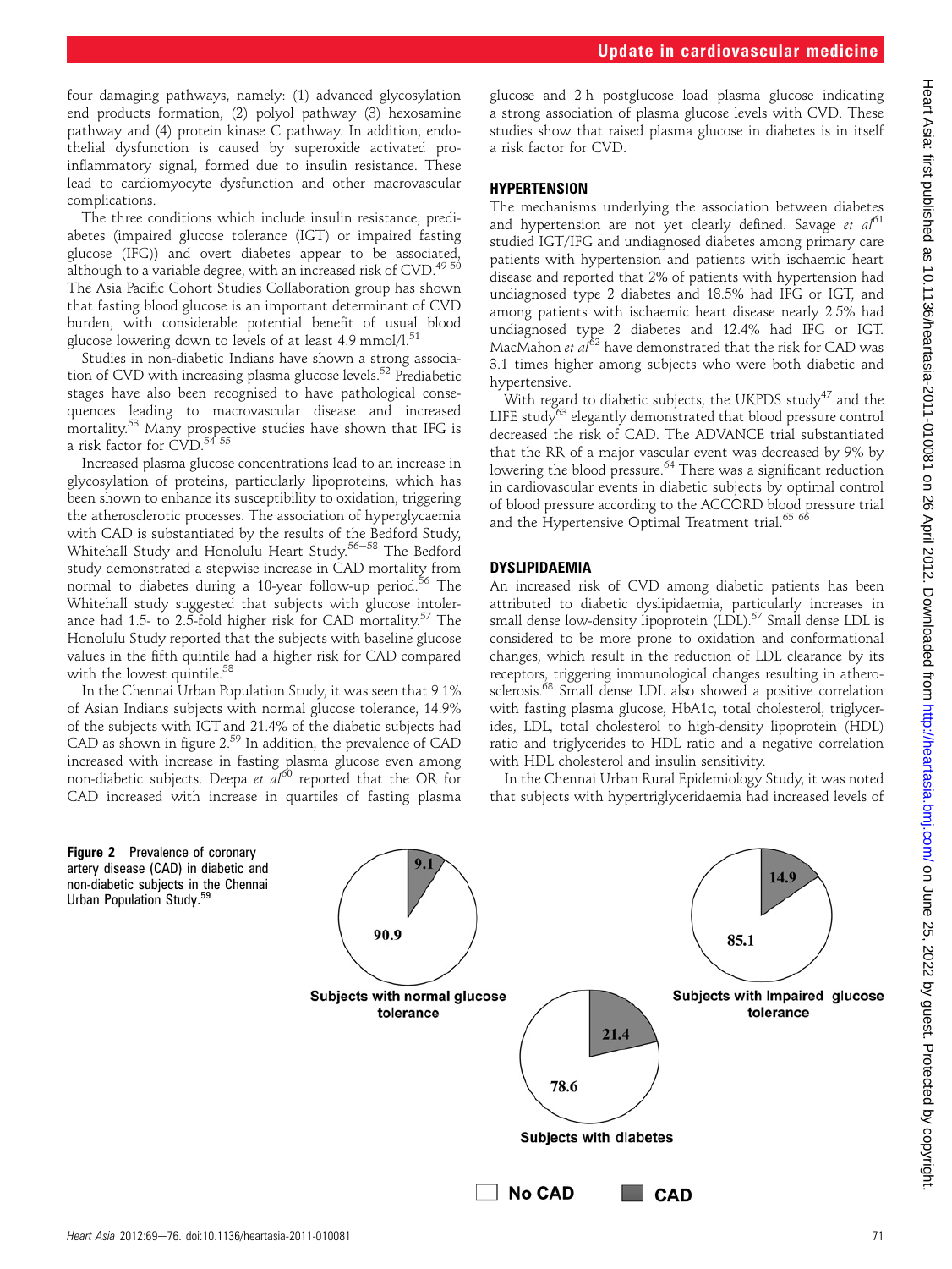four damaging pathways, namely: (1) advanced glycosylation end products formation, (2) polyol pathway (3) hexosamine pathway and (4) protein kinase C pathway. In addition, endothelial dysfunction is caused by superoxide activated pro-inflammatory signal, formed due to insulin resistance. These lead to cardiomyocyte dysfunction and other macrovascular complications.

The three conditions which include insulin resistance, prediabetes (impaired glucose tolerance (IGT) or impaired fasting glucose (IFG)) and overt diabetes appear to be associated, although to a variable degree, with an increased risk of CVD.[49 50] The Asia Pacific Cohort Studies Collaboration group has shown that fasting blood glucose is an important determinant of CVD burden, with considerable potential benefit of usual blood glucose lowering down to levels of at least 4.9 mmol/l.[51]

Studies in non-diabetic Indians have shown a strong association of CVD with increasing plasma glucose levels.[52] Prediabetic stages have also been recognised to have pathological consequences leading to macrovascular disease and increased mortality.[53] Many prospective studies have shown that IFG is a risk factor for CVD.[54 55]

Increased plasma glucose concentrations lead to an increase in glycosylation of proteins, particularly lipoproteins, which has been shown to enhance its susceptibility to oxidation, triggering the atherosclerotic processes. The association of hyperglycaemia with CAD is substantiated by the results of the Bedford Study, Whitehall Study and Honolulu Heart Study.[56–58] The Bedford study demonstrated a stepwise increase in CAD mortality from normal to diabetes during a 10-year follow-up period.[56] The Whitehall study suggested that subjects with glucose intolerance had 1.5- to 2.5-fold higher risk for CAD mortality.[57] The Honolulu Study reported that the subjects with baseline glucose values in the fifth quintile had a higher risk for CAD compared with the lowest quintile.[58]

In the Chennai Urban Population Study, it was seen that 9.1% of Asian Indians subjects with normal glucose tolerance, 14.9% of the subjects with IGT and 21.4% of the diabetic subjects had CAD as shown in figure 2.[59] In addition, the prevalence of CAD increased with increase in fasting plasma glucose even among non-diabetic subjects. Deepa *et al*[60] reported that the OR for CAD increased with increase in quartiles of fasting plasma glucose and 2 h postglucose load plasma glucose indicating a strong association of plasma glucose levels with CVD. These studies show that raised plasma glucose in diabetes is in itself a risk factor for CVD.

## HYPERTENSION

The mechanisms underlying the association between diabetes and hypertension are not yet clearly defined. Savage *et al*[61] studied IGT/IFG and undiagnosed diabetes among primary care patients with hypertension and patients with ischaemic heart disease and reported that 2% of patients with hypertension had undiagnosed type 2 diabetes and 18.5% had IFG or IGT, and among patients with ischaemic heart disease nearly 2.5% had undiagnosed type 2 diabetes and 12.4% had IFG or IGT. MacMahon *et al*[62] have demonstrated that the risk for CAD was 3.1 times higher among subjects who were both diabetic and hypertensive.

With regard to diabetic subjects, the UKPDS study[47] and the LIFE study[63] elegantly demonstrated that blood pressure control decreased the risk of CAD. The ADVANCE trial substantiated that the RR of a major vascular event was decreased by 9% by lowering the blood pressure.[64] There was a significant reduction in cardiovascular events in diabetic subjects by optimal control of blood pressure according to the ACCORD blood pressure trial and the Hypertensive Optimal Treatment trial.[65 66]

## DYSLIPIDAEMIA

An increased risk of CVD among diabetic patients has been attributed to diabetic dyslipidaemia, particularly increases in small dense low-density lipoprotein (LDL).[67] Small dense LDL is considered to be more prone to oxidation and conformational changes, which result in the reduction of LDL clearance by its receptors, triggering immunological changes resulting in atherosclerosis.[68] Small dense LDL also showed a positive correlation with fasting plasma glucose, HbA1c, total cholesterol, triglycerides, LDL, total cholesterol to high-density lipoprotein (HDL) ratio and triglycerides to HDL ratio and a negative correlation with HDL cholesterol and insulin sensitivity.

In the Chennai Urban Rural Epidemiology Study, it was noted that subjects with hypertriglyceridaemia had increased levels of

**Figure 2** Prevalence of coronary artery disease (CAD) in diabetic and non-diabetic subjects in the Chennai Urban Population Study.[59]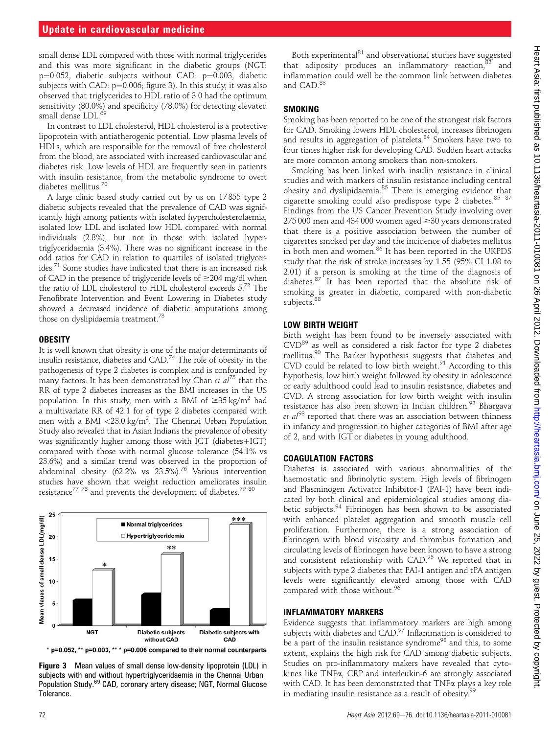small dense LDL compared with those with normal triglycerides and this was more significant in the diabetic groups (NGT: p=0.052, diabetic subjects without CAD: p=0.003, diabetic subjects with CAD: p=0.006; figure 3). In this study, it was also observed that triglycerides to HDL ratio of 3.0 had the optimum sensitivity (80.0%) and specificity (78.0%) for detecting elevated small dense LDL.[69]

In contrast to LDL cholesterol, HDL cholesterol is a protective lipoprotein with antiatherogenic potential. Low plasma levels of HDLs, which are responsible for the removal of free cholesterol from the blood, are associated with increased cardiovascular and diabetes risk. Low levels of HDL are frequently seen in patients with insulin resistance, from the metabolic syndrome to overt diabetes mellitus.[70]

A large clinic based study carried out by us on 17 855 type 2 diabetic subjects revealed that the prevalence of CAD was significantly high among patients with isolated hypercholesterolaemia, isolated low LDL and isolated low HDL compared with normal individuals (2.8%), but not in those with isolated hypertriglyceridaemia (3.4%). There was no significant increase in the odd ratios for CAD in relation to quartiles of isolated triglycerides.[71] Some studies have indicated that there is an increased risk of CAD in the presence of triglyceride levels of ≥204 mg/dl when the ratio of LDL cholesterol to HDL cholesterol exceeds 5.[72] The Fenofibrate Intervention and Event Lowering in Diabetes study showed a decreased incidence of diabetic amputations among those on dyslipidaemia treatment.[73]

## OBESITY

It is well known that obesity is one of the major determinants of insulin resistance, diabetes and CAD.[74] The role of obesity in the pathogenesis of type 2 diabetes is complex and is confounded by many factors. It has been demonstrated by Chan *et al*[75] that the RR of type 2 diabetes increases as the BMI increases in the US population. In this study, men with a BMI of ≥35 kg/m² had a multivariate RR of 42.1 for of type 2 diabetes compared with men with a BMI <23.0 kg/m². The Chennai Urban Population Study also revealed that in Asian Indians the prevalence of obesity was significantly higher among those with IGT (diabetes+IGT) compared with those with normal glucose tolerance (54.1% vs 23.6%) and a similar trend was observed in the proportion of abdominal obesity (62.2% vs 23.5%).[76] Various intervention studies have shown that weight reduction ameliorates insulin resistance[77 78] and prevents the development of diabetes.[79 80]

Figure 3 Mean values of small dense low-density lipoprotein (LDL) in subjects with and without hypertriglyceridaemia in the Chennai Urban Population Study.[69] CAD, coronary artery disease; NGT, Normal Glucose Tolerance.

Both experimental[81] and observational studies have suggested that adiposity produces an inflammatory reaction,[82] and inflammation could well be the common link between diabetes and CAD.[83]

## SMOKING

Smoking has been reported to be one of the strongest risk factors for CAD. Smoking lowers HDL cholesterol, increases fibrinogen and results in aggregation of platelets.[84] Smokers have two to four times higher risk for developing CAD. Sudden heart attacks are more common among smokers than non-smokers.

Smoking has been linked with insulin resistance in clinical studies and with markers of insulin resistance including central obesity and dyslipidaemia.[85] There is emerging evidence that cigarette smoking could also predispose type 2 diabetes.[85–87] Findings from the US Cancer Prevention Study involving over 275 000 men and 434 000 women aged ≥30 years demonstrated that there is a positive association between the number of cigarettes smoked per day and the incidence of diabetes mellitus in both men and women.[86] It has been reported in the UKPDS study that the risk of stroke increases by 1.55 (95% CI 1.08 to 2.01) if a person is smoking at the time of the diagnosis of diabetes.[87] It has been reported that the absolute risk of smoking is greater in diabetic, compared with non-diabetic subjects.[88]

## LOW BIRTH WEIGHT

Birth weight has been found to be inversely associated with CVD[89] as well as considered a risk factor for type 2 diabetes mellitus.[90] The Barker hypothesis suggests that diabetes and CVD could be related to low birth weight.[91] According to this hypothesis, low birth weight followed by obesity in adolescence or early adulthood could lead to insulin resistance, diabetes and CVD. A strong association for low birth weight with insulin resistance has also been shown in Indian children.[92] Bhargava *et al*[93] reported that there was an association between thinness in infancy and progression to higher categories of BMI after age of 2, and with IGT or diabetes in young adulthood.

## COAGULATION FACTORS

Diabetes is associated with various abnormalities of the haemostatic and fibrinolytic system. High levels of fibrinogen and Plasminogen Activator Inhibitor-1 (PAI-1) have been indicated by both clinical and epidemiological studies among diabetic subjects.[94] Fibrinogen has been shown to be associated with enhanced platelet aggregation and smooth muscle cell proliferation. Furthermore, there is a strong association of fibrinogen with blood viscosity and thrombus formation and circulating levels of fibrinogen have been known to have a strong and consistent relationship with CAD.[95] We reported that in subjects with type 2 diabetes that PAI-1 antigen and tPA antigen levels were significantly elevated among those with CAD compared with those without.[96]

## INFLAMMATORY MARKERS

Evidence suggests that inflammatory markers are high among subjects with diabetes and CAD.[97] Inflammation is considered to be a part of the insulin resistance syndrome[98] and this, to some extent, explains the high risk for CAD among diabetic subjects. Studies on pro-inflammatory makers have revealed that cytokines like TNFα, CRP and interleukin-6 are strongly associated with CAD. It has been demonstrated that TNFα plays a key role in mediating insulin resistance as a result of obesity.[99]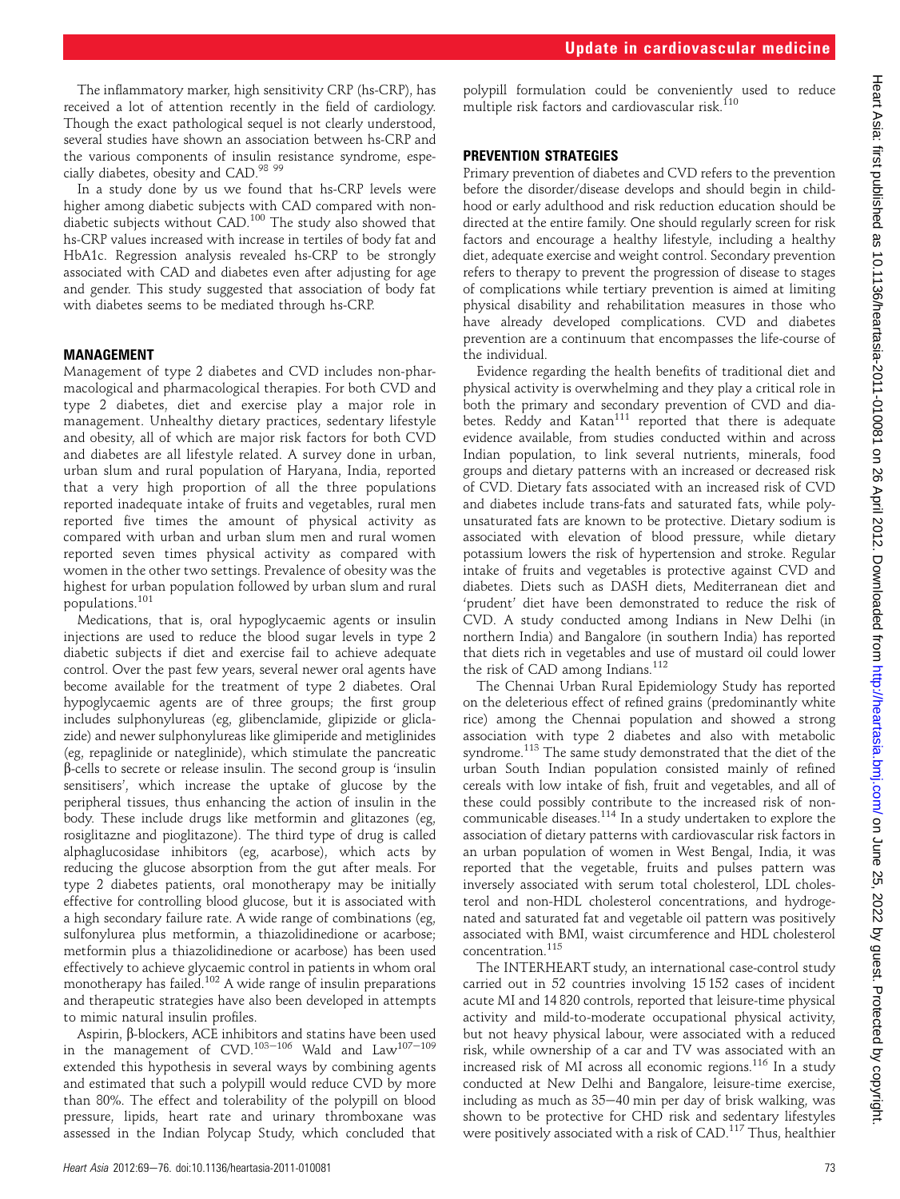The inflammatory marker, high sensitivity CRP (hs-CRP), has received a lot of attention recently in the field of cardiology. Though the exact pathological sequel is not clearly understood, several studies have shown an association between hs-CRP and the various components of insulin resistance syndrome, especially diabetes, obesity and CAD.[98 99]

In a study done by us we found that hs-CRP levels were higher among diabetic subjects with CAD compared with non-diabetic subjects without CAD.[100] The study also showed that hs-CRP values increased with increase in tertiles of body fat and HbA1c. Regression analysis revealed hs-CRP to be strongly associated with CAD and diabetes even after adjusting for age and gender. This study suggested that association of body fat with diabetes seems to be mediated through hs-CRP.

## MANAGEMENT

Management of type 2 diabetes and CVD includes non-pharmacological and pharmacological therapies. For both CVD and type 2 diabetes, diet and exercise play a major role in management. Unhealthy dietary practices, sedentary lifestyle and obesity, all of which are major risk factors for both CVD and diabetes are all lifestyle related. A survey done in urban, urban slum and rural population of Haryana, India, reported that a very high proportion of all the three populations reported inadequate intake of fruits and vegetables, rural men reported five times the amount of physical activity as compared with urban and urban slum men and rural women reported seven times physical activity as compared with women in the other two settings. Prevalence of obesity was the highest for urban population followed by urban slum and rural populations.[101]

Medications, that is, oral hypoglycaemic agents or insulin injections are used to reduce the blood sugar levels in type 2 diabetic subjects if diet and exercise fail to achieve adequate control. Over the past few years, several newer oral agents have become available for the treatment of type 2 diabetes. Oral hypoglycaemic agents are of three groups; the first group includes sulphonylureas (eg, glibenclamide, glipizide or gliclazide) and newer sulphonylureas like glimiperide and metiglinides (eg, repaglinide or nateglinide), which stimulate the pancreatic β-cells to secrete or release insulin. The second group is 'insulin sensitisers', which increase the uptake of glucose by the peripheral tissues, thus enhancing the action of insulin in the body. These include drugs like metformin and glitazones (eg, rosiglitazne and pioglitazone). The third type of drug is called alphaglucosidase inhibitors (eg, acarbose), which acts by reducing the glucose absorption from the gut after meals. For type 2 diabetes patients, oral monotherapy may be initially effective for controlling blood glucose, but it is associated with a high secondary failure rate. A wide range of combinations (eg, sulfonylurea plus metformin, a thiazolidinedione or acarbose; metformin plus a thiazolidinedione or acarbose) has been used effectively to achieve glycaemic control in patients in whom oral monotherapy has failed.[102] A wide range of insulin preparations and therapeutic strategies have also been developed in attempts to mimic natural insulin profiles.

Aspirin, β-blockers, ACE inhibitors and statins have been used in the management of CVD.[103–106] Wald and Law[107–109] extended this hypothesis in several ways by combining agents and estimated that such a polypill would reduce CVD by more than 80%. The effect and tolerability of the polypill on blood pressure, lipids, heart rate and urinary thromboxane was assessed in the Indian Polycap Study, which concluded that polypill formulation could be conveniently used to reduce multiple risk factors and cardiovascular risk.[110]

## PREVENTION STRATEGIES

Primary prevention of diabetes and CVD refers to the prevention before the disorder/disease develops and should begin in childhood or early adulthood and risk reduction education should be directed at the entire family. One should regularly screen for risk factors and encourage a healthy lifestyle, including a healthy diet, adequate exercise and weight control. Secondary prevention refers to therapy to prevent the progression of disease to stages of complications while tertiary prevention is aimed at limiting physical disability and rehabilitation measures in those who have already developed complications. CVD and diabetes prevention are a continuum that encompasses the life-course of the individual.

Evidence regarding the health benefits of traditional diet and physical activity is overwhelming and they play a critical role in both the primary and secondary prevention of CVD and diabetes. Reddy and Katan[111] reported that there is adequate evidence available, from studies conducted within and across Indian population, to link several nutrients, minerals, food groups and dietary patterns with an increased or decreased risk of CVD. Dietary fats associated with an increased risk of CVD and diabetes include trans-fats and saturated fats, while polyunsaturated fats are known to be protective. Dietary sodium is associated with elevation of blood pressure, while dietary potassium lowers the risk of hypertension and stroke. Regular intake of fruits and vegetables is protective against CVD and diabetes. Diets such as DASH diets, Mediterranean diet and 'prudent' diet have been demonstrated to reduce the risk of CVD. A study conducted among Indians in New Delhi (in northern India) and Bangalore (in southern India) has reported that diets rich in vegetables and use of mustard oil could lower the risk of CAD among Indians.[112]

The Chennai Urban Rural Epidemiology Study has reported on the deleterious effect of refined grains (predominantly white rice) among the Chennai population and showed a strong association with type 2 diabetes and also with metabolic syndrome.[113] The same study demonstrated that the diet of the urban South Indian population consisted mainly of refined cereals with low intake of fish, fruit and vegetables, and all of these could possibly contribute to the increased risk of non-communicable diseases.[114] In a study undertaken to explore the association of dietary patterns with cardiovascular risk factors in an urban population of women in West Bengal, India, it was reported that the vegetable, fruits and pulses pattern was inversely associated with serum total cholesterol, LDL cholesterol and non-HDL cholesterol concentrations, and hydrogenated and saturated fat and vegetable oil pattern was positively associated with BMI, waist circumference and HDL cholesterol concentration.[115]

The INTERHEART study, an international case-control study carried out in 52 countries involving 15 152 cases of incident acute MI and 14 820 controls, reported that leisure-time physical activity and mild-to-moderate occupational physical activity, but not heavy physical labour, were associated with a reduced risk, while ownership of a car and TV was associated with an increased risk of MI across all economic regions.[116] In a study conducted at New Delhi and Bangalore, leisure-time exercise, including as much as 35–40 min per day of brisk walking, was shown to be protective for CHD risk and sedentary lifestyles were positively associated with a risk of CAD.[117] Thus, healthier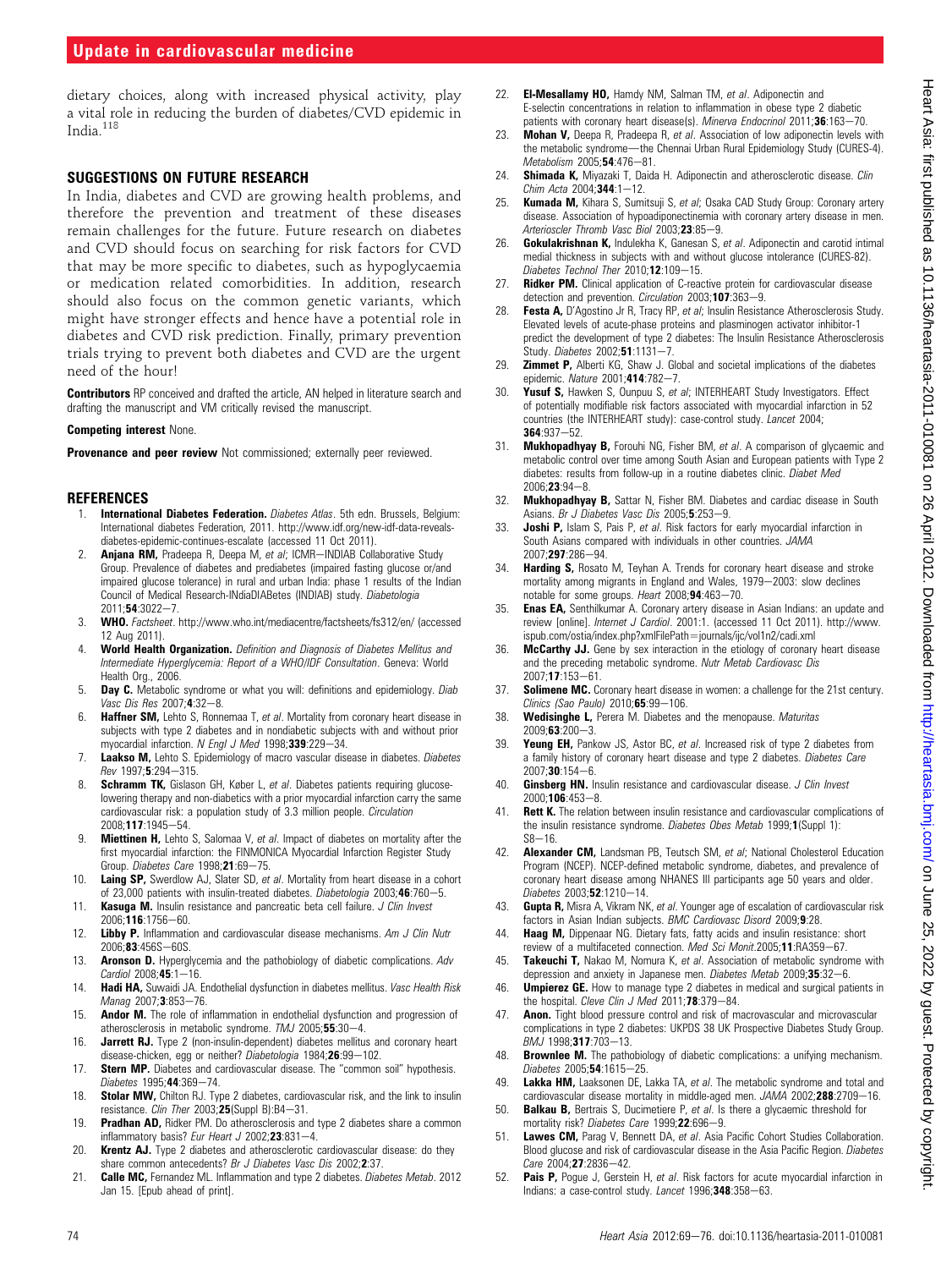dietary choices, along with increased physical activity, play a vital role in reducing the burden of diabetes/CVD epidemic in India.[118]

## SUGGESTIONS ON FUTURE RESEARCH

In India, diabetes and CVD are growing health problems, and therefore the prevention and treatment of these diseases remain challenges for the future. Future research on diabetes and CVD should focus on searching for risk factors for CVD that may be more specific to diabetes, such as hypoglycaemia or medication related comorbidities. In addition, research should also focus on the common genetic variants, which might have stronger effects and hence have a potential role in diabetes and CVD risk prediction. Finally, primary prevention trials trying to prevent both diabetes and CVD are the urgent need of the hour!

**Contributors** RP conceived and drafted the article, AN helped in literature search and drafting the manuscript and VM critically revised the manuscript.

**Competing interest** None.

**Provenance and peer review** Not commissioned; externally peer reviewed.

## REFERENCES

1. **International Diabetes Federation.** *Diabetes Atlas*. 5th edn. Brussels, Belgium: International diabetes Federation, 2011. http://www.idf.org/new-idf-data-reveals-diabetes-epidemic-continues-escalate (accessed 11 Oct 2011).
2. **Anjana RM,** Pradeepa R, Deepa M, *et al*; ICMR—INDIAB Collaborative Study Group. Prevalence of diabetes and prediabetes (impaired fasting glucose or/and impaired glucose tolerance) in rural and urban India: phase 1 results of the Indian Council of Medical Research-INdiaDIABetes (INDIAB) study. *Diabetologia* 2011;**54**:3022—7.
3. **WHO.** *Factsheet*. http://www.who.int/mediacentre/factsheets/fs312/en/ (accessed 12 Aug 2011).
4. **World Health Organization.** *Definition and Diagnosis of Diabetes Mellitus and Intermediate Hyperglycemia: Report of a WHO/IDF Consultation*. Geneva: World Health Org., 2006.
5. **Day C.** Metabolic syndrome or what you will: definitions and epidemiology. *Diab Vasc Dis Res* 2007;**4**:32—8.
6. **Haffner SM,** Lehto S, Ronnemaa T, *et al*. Mortality from coronary heart disease in subjects with type 2 diabetes and in nondiabetic subjects with and without prior myocardial infarction. *N Engl J Med* 1998;**339**:229—34.
7. **Laakso M,** Lehto S. Epidemiology of macro vascular disease in diabetes. *Diabetes Rev* 1997;**5**:294—315.
8. **Schramm TK,** Gislason GH, Køber L, *et al*. Diabetes patients requiring glucose-lowering therapy and non-diabetics with a prior myocardial infarction carry the same cardiovascular risk: a population study of 3.3 million people. *Circulation* 2008;**117**:1945—54.
9. **Miettinen H,** Lehto S, Salomaa V, *et al*. Impact of diabetes on mortality after the first myocardial infarction: the FINMONICA Myocardial Infarction Register Study Group. *Diabetes Care* 1998;**21**:69—75.
10. **Laing SP,** Swerdlow AJ, Slater SD, *et al*. Mortality from heart disease in a cohort of 23,000 patients with insulin-treated diabetes. *Diabetologia* 2003;**46**:760—5.
11. **Kasuga M.** Insulin resistance and pancreatic beta cell failure. *J Clin Invest* 2006;**116**:1756—60.
12. **Libby P.** Inflammation and cardiovascular disease mechanisms. *Am J Clin Nutr* 2006;**83**:456S—60S.
13. **Aronson D.** Hyperglycemia and the pathobiology of diabetic complications. *Adv Cardiol* 2008;**45**:1—16.
14. **Hadi HA,** Suwaidi JA. Endothelial dysfunction in diabetes mellitus. *Vasc Health Risk Manag* 2007;**3**:853—76.
15. **Andor M.** The role of inflammation in endothelial dysfunction and progression of atherosclerosis in metabolic syndrome. *TMJ* 2005;**55**:30—4.
16. **Jarrett RJ.** Type 2 (non-insulin-dependent) diabetes mellitus and coronary heart disease-chicken, egg or neither? *Diabetologia* 1984;**26**:99—102.
17. **Stern MP.** Diabetes and cardiovascular disease. The "common soil" hypothesis. *Diabetes* 1995;**44**:369—74.
18. **Stolar MW,** Chilton RJ. Type 2 diabetes, cardiovascular risk, and the link to insulin resistance. *Clin Ther* 2003;**25**(Suppl B):B4—31.
19. **Pradhan AD,** Ridker PM. Do atherosclerosis and type 2 diabetes share a common inflammatory basis? *Eur Heart J* 2002;**23**:831—4.
20. **Krentz AJ.** Type 2 diabetes and atherosclerotic cardiovascular disease: do they share common antecedents? *Br J Diabetes Vasc Dis* 2002;**2**:37.
21. **Calle MC,** Fernandez ML. Inflammation and type 2 diabetes. *Diabetes Metab*. 2012 Jan 15. [Epub ahead of print].
22. **El-Mesallamy HO,** Hamdy NM, Salman TM, *et al*. Adiponectin and E-selectin concentrations in relation to inflammation in obese type 2 diabetic patients with coronary heart disease(s). *Minerva Endocrinol* 2011;**36**:163—70.
23. **Mohan V,** Deepa R, Pradeepa R, *et al*. Association of low adiponectin levels with the metabolic syndrome—the Chennai Urban Rural Epidemiology Study (CURES-4). *Metabolism* 2005;**54**:476—81.
24. **Shimada K,** Miyazaki T, Daida H. Adiponectin and atherosclerotic disease. *Clin Chim Acta* 2004;**344**:1—12.
25. **Kumada M,** Kihara S, Sumitsuji S, *et al*; Osaka CAD Study Group: Coronary artery disease. Association of hypoadiponectinemia with coronary artery disease in men. *Arterioscler Thromb Vasc Biol* 2003;**23**:85—9.
26. **Gokulakrishnan K,** Indulekha K, Ganesan S, *et al*. Adiponectin and carotid intimal medial thickness in subjects with and without glucose intolerance (CURES-82). *Diabetes Technol Ther* 2010;**12**:109—15.
27. **Ridker PM.** Clinical application of C-reactive protein for cardiovascular disease detection and prevention. *Circulation* 2003;**107**:363—9.
28. **Festa A,** D'Agostino Jr R, Tracy RP, *et al*; Insulin Resistance Atherosclerosis Study. Elevated levels of acute-phase proteins and plasminogen activator inhibitor-1 predict the development of type 2 diabetes: The Insulin Resistance Atherosclerosis Study. *Diabetes* 2002;**51**:1131—7.
29. **Zimmet P,** Alberti KG, Shaw J. Global and societal implications of the diabetes epidemic. *Nature* 2001;**414**:782—7.
30. **Yusuf S,** Hawken S, Ounpuu S, *et al*; INTERHEART Study Investigators. Effect of potentially modifiable risk factors associated with myocardial infarction in 52 countries (the INTERHEART study): case-control study. *Lancet* 2004; **364**:937—52.
31. **Mukhopadhyay B,** Forouhi NG, Fisher BM, *et al*. A comparison of glycaemic and metabolic control over time among South Asian and European patients with Type 2 diabetes: results from follow-up in a routine diabetes clinic. *Diabet Med* 2006;**23**:94—8.
32. **Mukhopadhyay B,** Sattar N, Fisher BM. Diabetes and cardiac disease in South Asians. *Br J Diabetes Vasc Dis* 2005;**5**:253—9.
33. **Joshi P,** Islam S, Pais P, *et al*. Risk factors for early myocardial infarction in South Asians compared with individuals in other countries. *JAMA* 2007;**297**:286—94.
34. **Harding S,** Rosato M, Teyhan A. Trends for coronary heart disease and stroke mortality among migrants in England and Wales, 1979—2003: slow declines notable for some groups. *Heart* 2008;**94**:463—70.
35. **Enas EA,** Senthilkumar A. Coronary artery disease in Asian Indians: an update and review [online]. *Internet J Cardiol*. 2001:1. (accessed 11 Oct 2011). http://www.ispub.com/ostia/index.php?xmlFilePath=journals/ijc/vol1n2/cadi.xml
36. **McCarthy JJ.** Gene by sex interaction in the etiology of coronary heart disease and the preceding metabolic syndrome. *Nutr Metab Cardiovasc Dis* 2007;**17**:153—61.
37. **Solimene MC.** Coronary heart disease in women: a challenge for the 21st century. *Clinics (Sao Paulo)* 2010;**65**:99—106.
38. **Wedisinghe L,** Perera M. Diabetes and the menopause. *Maturitas* 2009;**63**:200—3.
39. **Yeung EH,** Pankow JS, Astor BC, *et al*. Increased risk of type 2 diabetes from a family history of coronary heart disease and type 2 diabetes. *Diabetes Care* 2007;**30**:154—6.
40. **Ginsberg HN.** Insulin resistance and cardiovascular disease. *J Clin Invest* 2000;**106**:453—8.
41. **Rett K.** The relation between insulin resistance and cardiovascular complications of the insulin resistance syndrome. *Diabetes Obes Metab* 1999;**1**(Suppl 1): S8—16.
42. **Alexander CM,** Landsman PB, Teutsch SM, *et al*; National Cholesterol Education Program (NCEP). NCEP-defined metabolic syndrome, diabetes, and prevalence of coronary heart disease among NHANES III participants age 50 years and older. *Diabetes* 2003;**52**:1210—14.
43. **Gupta R,** Misra A, Vikram NK, *et al*. Younger age of escalation of cardiovascular risk factors in Asian Indian subjects. *BMC Cardiovasc Disord* 2009;**9**:28.
44. **Haag M,** Dippenaar NG. Dietary fats, fatty acids and insulin resistance: short review of a multifaceted connection. *Med Sci Monit*.2005;**11**:RA359—67.
45. **Takeuchi T,** Nakao M, Nomura K, *et al*. Association of metabolic syndrome with depression and anxiety in Japanese men. *Diabetes Metab* 2009;**35**:32—6.
46. **Umpierez GE.** How to manage type 2 diabetes in medical and surgical patients in the hospital. *Cleve Clin J Med* 2011;**78**:379—84.
47. **Anon.** Tight blood pressure control and risk of macrovascular and microvascular complications in type 2 diabetes: UKPDS 38 UK Prospective Diabetes Study Group. *BMJ* 1998;**317**:703—13.
48. **Brownlee M.** The pathobiology of diabetic complications: a unifying mechanism. *Diabetes* 2005;**54**:1615—25.
49. **Lakka HM,** Laaksonen DE, Lakka TA, *et al*. The metabolic syndrome and total and cardiovascular disease mortality in middle-aged men. *JAMA* 2002;**288**:2709—16.
50. **Balkau B,** Bertrais S, Ducimetiere P, *et al*. Is there a glycaemic threshold for mortality risk? *Diabetes Care* 1999;**22**:696—9.
51. **Lawes CM,** Parag V, Bennett DA, *et al*. Asia Pacific Cohort Studies Collaboration. Blood glucose and risk of cardiovascular disease in the Asia Pacific Region. *Diabetes Care* 2004;**27**:2836—42.
52. **Pais P,** Pogue J, Gerstein H, *et al*. Risk factors for acute myocardial infarction in Indians: a case-control study. *Lancet* 1996;**348**:358—63.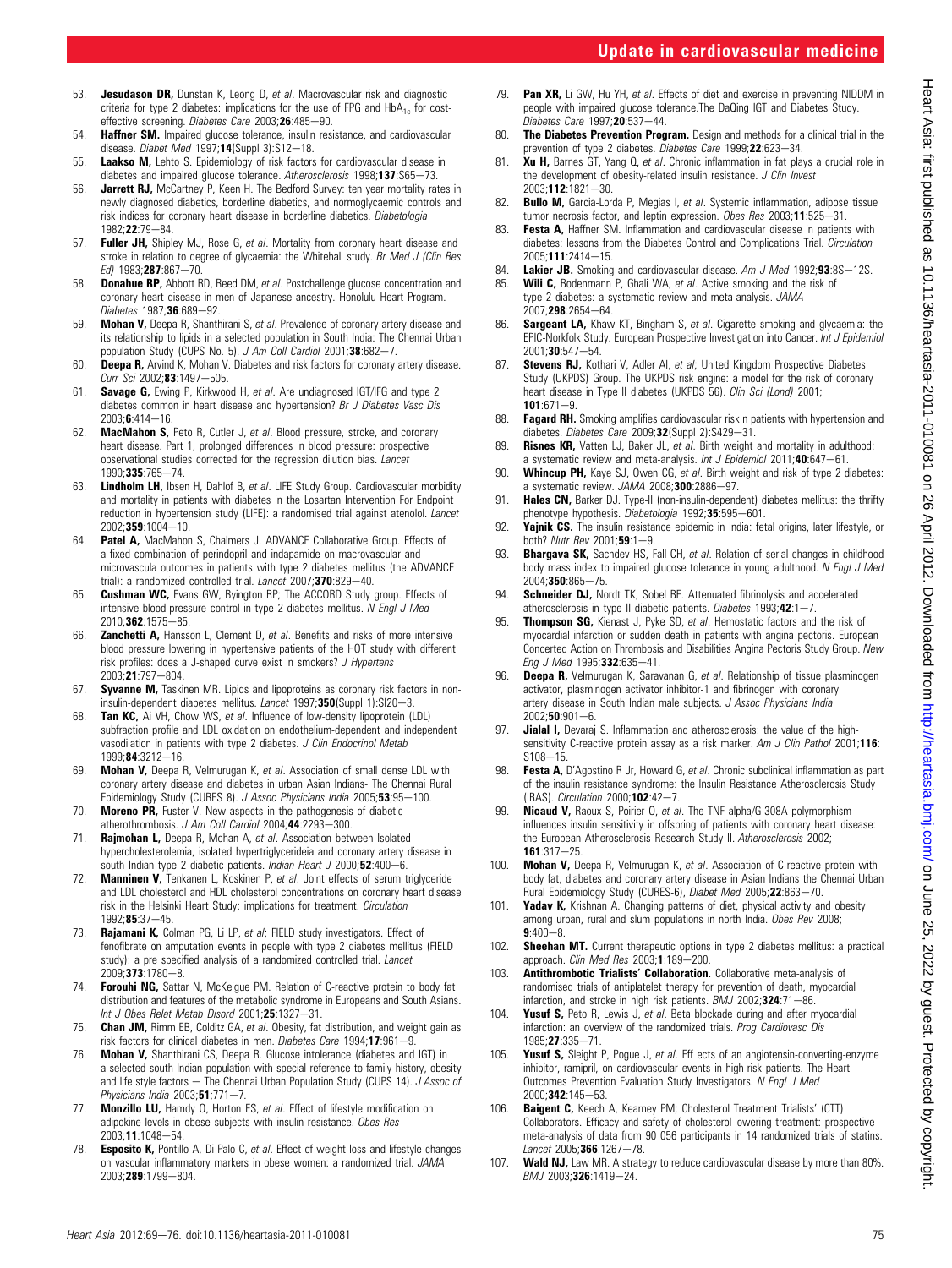53. **Jesudason DR,** Dunstan K, Leong D, *et al*. Macrovascular risk and diagnostic criteria for type 2 diabetes: implications for the use of FPG and $HbA_{1c}$ for cost-effective screening. *Diabetes Care* 2003;**26**:485–90.
54. **Haffner SM.** Impaired glucose tolerance, insulin resistance, and cardiovascular disease. *Diabet Med* 1997;**14**(Suppl 3):S12–18.
55. **Laakso M,** Lehto S. Epidemiology of risk factors for cardiovascular disease in diabetes and impaired glucose tolerance. *Atherosclerosis* 1998;**137**:S65–73.
56. **Jarrett RJ,** McCartney P, Keen H. The Bedford Survey: ten year mortality rates in newly diagnosed diabetics, borderline diabetics, and normoglycaemic controls and risk indices for coronary heart disease in borderline diabetics. *Diabetologia* 1982;**22**:79–84.
57. **Fuller JH,** Shipley MJ, Rose G, *et al*. Mortality from coronary heart disease and stroke in relation to degree of glycaemia: the Whitehall study. *Br Med J (Clin Res Ed)* 1983;**287**:867–70.
58. **Donahue RP,** Abbott RD, Reed DM, *et al*. Postchallenge glucose concentration and coronary heart disease in men of Japanese ancestry. Honolulu Heart Program. *Diabetes* 1987;**36**:689–92.
59. **Mohan V,** Deepa R, Shanthirani S, *et al*. Prevalence of coronary artery disease and its relationship to lipids in a selected population in South India: The Chennai Urban population Study (CUPS No. 5). *J Am Coll Cardiol* 2001;**38**:682–7.
60. **Deepa R,** Arvind K, Mohan V. Diabetes and risk factors for coronary artery disease. *Curr Sci* 2002;**83**:1497–505.
61. **Savage G,** Ewing P, Kirkwood H, *et al*. Are undiagnosed IGT/IFG and type 2 diabetes common in heart disease and hypertension? *Br J Diabetes Vasc Dis* 2003;**6**:414–16.
62. **MacMahon S,** Peto R, Cutler J, *et al*. Blood pressure, stroke, and coronary heart disease. Part 1, prolonged differences in blood pressure: prospective observational studies corrected for the regression dilution bias. *Lancet* 1990;**335**:765–74.
63. **Lindholm LH,** Ibsen H, Dahlof B, *et al*. LIFE Study Group. Cardiovascular morbidity and mortality in patients with diabetes in the Losartan Intervention For Endpoint reduction in hypertension study (LIFE): a randomised trial against atenolol. *Lancet* 2002;**359**:1004–10.
64. **Patel A,** MacMahon S, Chalmers J. ADVANCE Collaborative Group. Effects of a fixed combination of perindopril and indapamide on macrovascular and microvascula outcomes in patients with type 2 diabetes mellitus (the ADVANCE trial): a randomized controlled trial. *Lancet* 2007;**370**:829–40.
65. **Cushman WC,** Evans GW, Byington RP; The ACCORD Study group. Effects of intensive blood-pressure control in type 2 diabetes mellitus. *N Engl J Med* 2010;**362**:1575–85.
66. **Zanchetti A,** Hansson L, Clement D, *et al*. Benefits and risks of more intensive blood pressure lowering in hypertensive patients of the HOT study with different risk profiles: does a J-shaped curve exist in smokers? *J Hypertens* 2003;**21**:797–804.
67. **Syvanne M,** Taskinen MR. Lipids and lipoproteins as coronary risk factors in non-insulin-dependent diabetes mellitus. *Lancet* 1997;**350**(Suppl 1):SI20–3.
68. **Tan KC,** Ai VH, Chow WS, *et al*. Influence of low-density lipoprotein (LDL) subfraction profile and LDL oxidation on endothelium-dependent and independent vasodilation in patients with type 2 diabetes. *J Clin Endocrinol Metab* 1999;**84**:3212–16.
69. **Mohan V,** Deepa R, Velmurugan K, *et al*. Association of small dense LDL with coronary artery disease and diabetes in urban Asian Indians- The Chennai Rural Epidemiology Study (CURES 8). *J Assoc Physicians India* 2005;**53**;95–100.
70. **Moreno PR,** Fuster V. New aspects in the pathogenesis of diabetic atherothrombosis. *J Am Coll Cardiol* 2004;**44**:2293–300.
71. **Rajmohan L,** Deepa R, Mohan A, *et al*. Association between Isolated hypercholesterolemia, isolated hypertriglycerideia and coronary artery disease in south Indian type 2 diabetic patients. *Indian Heart J* 2000;**52**:400–6.
72. **Manninen V,** Tenkanen L, Koskinen P, *et al*. Joint effects of serum triglyceride and LDL cholesterol and HDL cholesterol concentrations on coronary heart disease risk in the Helsinki Heart Study: implications for treatment. *Circulation* 1992;**85**:37–45.
73. **Rajamani K,** Colman PG, Li LP, *et al*; FIELD study investigators. Effect of fenofibrate on amputation events in people with type 2 diabetes mellitus (FIELD study): a pre specified analysis of a randomized controlled trial. *Lancet* 2009;**373**:1780–8.
74. **Forouhi NG,** Sattar N, McKeigue PM. Relation of C-reactive protein to body fat distribution and features of the metabolic syndrome in Europeans and South Asians. *Int J Obes Relat Metab Disord* 2001;**25**:1327–31.
75. **Chan JM,** Rimm EB, Colditz GA, *et al*. Obesity, fat distribution, and weight gain as risk factors for clinical diabetes in men. *Diabetes Care* 1994;**17**:961–9.
76. **Mohan V,** Shanthirani CS, Deepa R. Glucose intolerance (diabetes and IGT) in a selected south Indian population with special reference to family history, obesity and life style factors — The Chennai Urban Population Study (CUPS 14). *J Assoc of Physicians India* 2003;**51**;771–7.
77. **Monzillo LU,** Hamdy O, Horton ES, *et al*. Effect of lifestyle modification on adipokine levels in obese subjects with insulin resistance. *Obes Res* 2003;**11**:1048–54.
78. **Esposito K,** Pontillo A, Di Palo C, *et al*. Effect of weight loss and lifestyle changes on vascular inflammatory markers in obese women: a randomized trial. *JAMA* 2003;**289**:1799–804.
79. **Pan XR,** Li GW, Hu YH, *et al*. Effects of diet and exercise in preventing NIDDM in people with impaired glucose tolerance.The DaQing IGT and Diabetes Study. *Diabetes Care* 1997;**20**:537–44.
80. **The Diabetes Prevention Program.** Design and methods for a clinical trial in the prevention of type 2 diabetes. *Diabetes Care* 1999;**22**:623–34.
81. **Xu H,** Barnes GT, Yang Q, *et al*. Chronic inflammation in fat plays a crucial role in the development of obesity-related insulin resistance. *J Clin Invest* 2003;**112**:1821–30.
82. **Bullo M,** Garcia-Lorda P, Megias I, *et al*. Systemic inflammation, adipose tissue tumor necrosis factor, and leptin expression. *Obes Res* 2003;**11**:525–31.
83. **Festa A,** Haffner SM. Inflammation and cardiovascular disease in patients with diabetes: lessons from the Diabetes Control and Complications Trial. *Circulation* 2005;**111**:2414–15.
84. **Lakier JB.** Smoking and cardiovascular disease. *Am J Med* 1992;**93**:8S–12S.
85. **Wili C,** Bodenmann P, Ghali WA, *et al*. Active smoking and the risk of type 2 diabetes: a systematic review and meta-analysis. *JAMA* 2007;**298**:2654–64.
86. **Sargeant LA,** Khaw KT, Bingham S, *et al*. Cigarette smoking and glycaemia: the EPIC-Norfolk Study. European Prospective Investigation into Cancer. *Int J Epidemiol* 2001;**30**:547–54.
87. **Stevens RJ,** Kothari V, Adler AI, *et al*; United Kingdom Prospective Diabetes Study (UKPDS) Group. The UKPDS risk engine: a model for the risk of coronary heart disease in Type II diabetes (UKPDS 56). *Clin Sci (Lond)* 2001; **101**:671–9.
88. **Fagard RH.** Smoking amplifies cardiovascular risk n patients with hypertension and diabetes. *Diabetes Care* 2009;**32**(Suppl 2):S429–31.
89. **Risnes KR,** Vatten LJ, Baker JL, *et al*. Birth weight and mortality in adulthood: a systematic review and meta-analysis. *Int J Epidemiol* 2011;**40**:647–61.
90. **Whincup PH,** Kaye SJ, Owen CG, *et al*. Birth weight and risk of type 2 diabetes: a systematic review. *JAMA* 2008;**300**:2886–97.
91. **Hales CN,** Barker DJ. Type-II (non-insulin-dependent) diabetes mellitus: the thrifty phenotype hypothesis. *Diabetologia* 1992;**35**:595–601.
92. **Yajnik CS.** The insulin resistance epidemic in India: fetal origins, later lifestyle, or both? *Nutr Rev* 2001;**59**:1–9.
93. **Bhargava SK,** Sachdev HS, Fall CH, *et al*. Relation of serial changes in childhood body mass index to impaired glucose tolerance in young adulthood. *N Engl J Med* 2004;**350**:865–75.
94. **Schneider DJ,** Nordt TK, Sobel BE. Attenuated fibrinolysis and accelerated atherosclerosis in type II diabetic patients. *Diabetes* 1993;**42**:1–7.
95. **Thompson SG,** Kienast J, Pyke SD, *et al*. Hemostatic factors and the risk of myocardial infarction or sudden death in patients with angina pectoris. European Concerted Action on Thrombosis and Disabilities Angina Pectoris Study Group. *New Eng J Med* 1995;**332**:635–41.
96. **Deepa R,** Velmurugan K, Saravanan G, *et al*. Relationship of tissue plasminogen activator, plasminogen activator inhibitor-1 and fibrinogen with coronary artery disease in South Indian male subjects. *J Assoc Physicians India* 2002;**50**:901–6.
97. **Jialal I,** Devaraj S. Inflammation and atherosclerosis: the value of the high-sensitivity C-reactive protein assay as a risk marker. *Am J Clin Pathol* 2001;**116**: S108–15.
98. **Festa A,** D'Agostino R Jr, Howard G, *et al*. Chronic subclinical inflammation as part of the insulin resistance syndrome: the Insulin Resistance Atherosclerosis Study (IRAS). *Circulation* 2000;**102**:42–7.
99. **Nicaud V,** Raoux S, Poirier O, *et al*. The TNF alpha/G-308A polymorphism influences insulin sensitivity in offspring of patients with coronary heart disease: the European Atherosclerosis Research Study II. *Atherosclerosis* 2002; **161**:317–25.
100. **Mohan V,** Deepa R, Velmurugan K, *et al*. Association of C-reactive protein with body fat, diabetes and coronary artery disease in Asian Indians the Chennai Urban Rural Epidemiology Study (CURES-6), *Diabet Med* 2005;**22**:863–70.
101. **Yadav K,** Krishnan A. Changing patterns of diet, physical activity and obesity among urban, rural and slum populations in north India. *Obes Rev* 2008; **9**:400–8.
102. **Sheehan MT.** Current therapeutic options in type 2 diabetes mellitus: a practical approach. *Clin Med Res* 2003;**1**:189–200.
103. **Antithrombotic Trialists' Collaboration.** Collaborative meta-analysis of randomised trials of antiplatelet therapy for prevention of death, myocardial infarction, and stroke in high risk patients. *BMJ* 2002;**324**:71–86.
104. **Yusuf S,** Peto R, Lewis J, *et al*. Beta blockade during and after myocardial infarction: an overview of the randomized trials. *Prog Cardiovasc Dis* 1985;**27**:335–71.
105. **Yusuf S,** Sleight P, Pogue J, *et al*. Eff ects of an angiotensin-converting-enzyme inhibitor, ramipril, on cardiovascular events in high-risk patients. The Heart Outcomes Prevention Evaluation Study Investigators. *N Engl J Med* 2000;**342**:145–53.
106. **Baigent C,** Keech A, Kearney PM; Cholesterol Treatment Trialists' (CTT) Collaborators. Efficacy and safety of cholesterol-lowering treatment: prospective meta-analysis of data from 90 056 participants in 14 randomized trials of statins. *Lancet* 2005;**366**:1267–78.
107. **Wald NJ,** Law MR. A strategy to reduce cardiovascular disease by more than 80%. *BMJ* 2003;**326**:1419–24.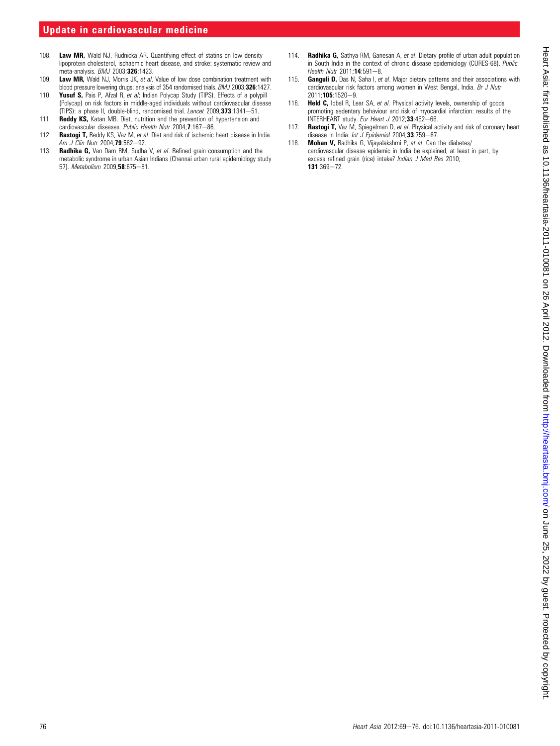108. **Law MR,** Wald NJ, Rudnicka AR. Quantifying effect of statins on low density lipoprotein cholesterol, ischaemic heart disease, and stroke: systematic review and meta-analysis. *BMJ* 2003;**326**:1423.
109. **Law MR,** Wald NJ, Morris JK, *et al*. Value of low dose combination treatment with blood pressure lowering drugs: analysis of 354 randomised trials. *BMJ* 2003;**326**:1427.
110. **Yusuf S,** Pais P, Afzal R, *et al*; Indian Polycap Study (TIPS). Effects of a polypill (Polycap) on risk factors in middle-aged individuals without cardiovascular disease (TIPS): a phase II, double-blind, randomised trial. *Lancet* 2009;**373**:1341—51.
111. **Reddy KS,** Katan MB. Diet, nutrition and the prevention of hypertension and cardiovascular diseases. *Public Health Nutr* 2004;**7**:167—86.
112. **Rastogi T,** Reddy KS, Vaz M, *et al*. Diet and risk of ischemic heart disease in India. *Am J Clin Nutr* 2004;**79**:582—92.
113. **Radhika G,** Van Dam RM, Sudha V, *et al*. Refined grain consumption and the metabolic syndrome in urban Asian Indians (Chennai urban rural epidemiology study 57). *Metabolism* 2009;**58**:675—81.
114. **Radhika G,** Sathya RM, Ganesan A, *et al*. Dietary profile of urban adult population in South India in the context of chronic disease epidemiology (CURES-68). *Public Health Nutr* 2011;**14**:591—8.
115. **Ganguli D,** Das N, Saha I, *et al*. Major dietary patterns and their associations with cardiovascular risk factors among women in West Bengal, India. *Br J Nutr* 2011;**105**:1520—9.
116. **Held C,** Iqbal R, Lear SA, *et al*. Physical activity levels, ownership of goods promoting sedentary behaviour and risk of myocardial infarction: results of the INTERHEART study. *Eur Heart J* 2012;**33**:452—66.
117. **Rastogi T,** Vaz M, Spiegelman D, *et al*. Physical activity and risk of coronary heart disease in India. *Int J Epidemiol* 2004;**33**:759—67.
118. **Mohan V,** Radhika G, Vijayalakshmi P, *et al*. Can the diabetes/cardiovascular disease epidemic in India be explained, at least in part, by excess refined grain (rice) intake? *Indian J Med Res* 2010;**131**:369—72.